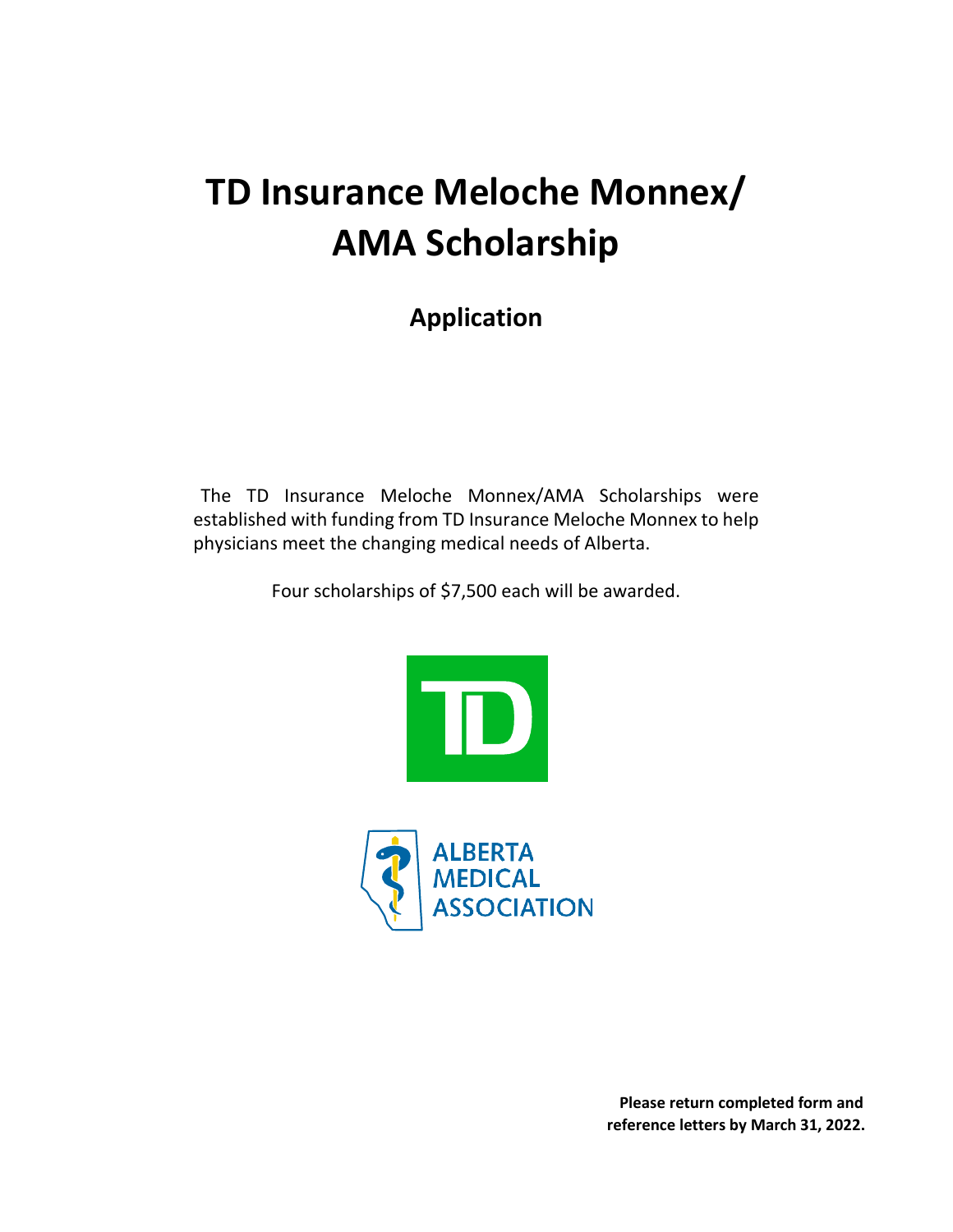# TD Insurance Meloche Monnex/ AMA Scholarship

## Application

The TD Insurance Meloche Monnex/AMA Scholarships were established with funding from TD Insurance Meloche Monnex to help physicians meet the changing medical needs of Alberta.

Four scholarships of $7,500 each will be awarded.

ALBERTA MEDICAL ASSOCIATION

**Please return completed form and reference letters by March 31, 2022.**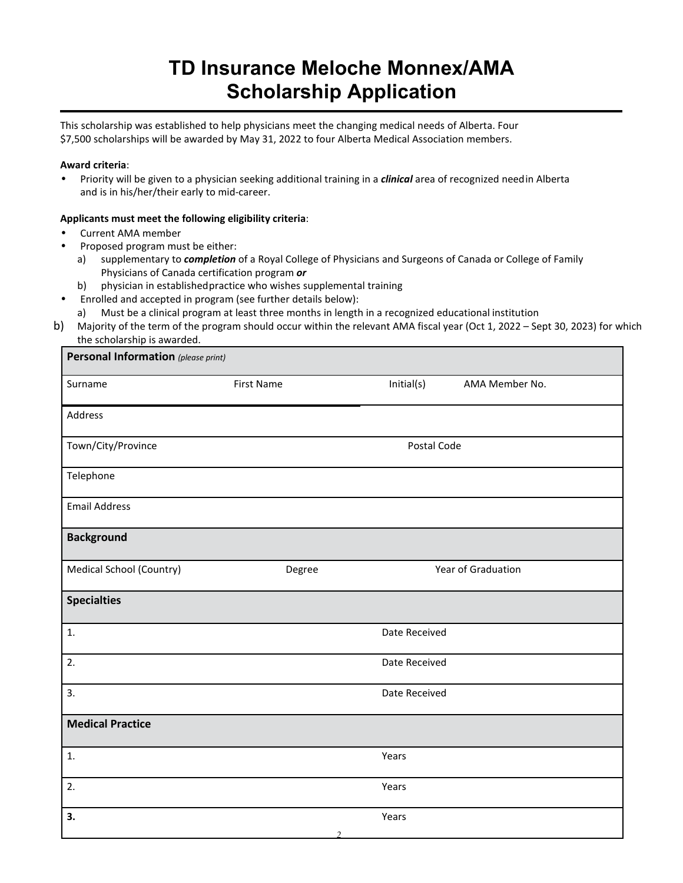# TD Insurance Meloche Monnex/AMA Scholarship Application

This scholarship was established to help physicians meet the changing medical needs of Alberta. Four $7,500 scholarships will be awarded by May 31, 2022 to four Alberta Medical Association members.

**Award criteria**:

- Priority will be given to a physician seeking additional training in a ***clinical*** area of recognized need in Alberta and is in his/her/their early to mid-career.

**Applicants must meet the following eligibility criteria**:

- Current AMA member
- Proposed program must be either:
  a) supplementary to ***completion*** of a Royal College of Physicians and Surgeons of Canada or College of Family Physicians of Canada certification program ***or***
  b) physician in established practice who wishes supplemental training
- Enrolled and accepted in program (see further details below):
  a) Must be a clinical program at least three months in length in a recognized educational institution
  b) Majority of the term of the program should occur within the relevant AMA fiscal year (Oct 1, 2022 – Sept 30, 2023) for which the scholarship is awarded.

| **Personal Information** *(please print)* | | | |
|---|---|---|---|
| Surname | First Name | Initial(s) | AMA Member No. |
| Address | | | |
| Town/City/Province | | Postal Code | |
| Telephone | | | |
| Email Address | | | |
| **Background** | | | |
| Medical School (Country) | Degree | Year of Graduation | |
| **Specialties** | | | |
| 1. | | Date Received | |
| 2. | | Date Received | |
| 3. | | Date Received | |
| **Medical Practice** | | | |
| 1. | | Years | |
| 2. | | Years | |
| **3.** | | Years | |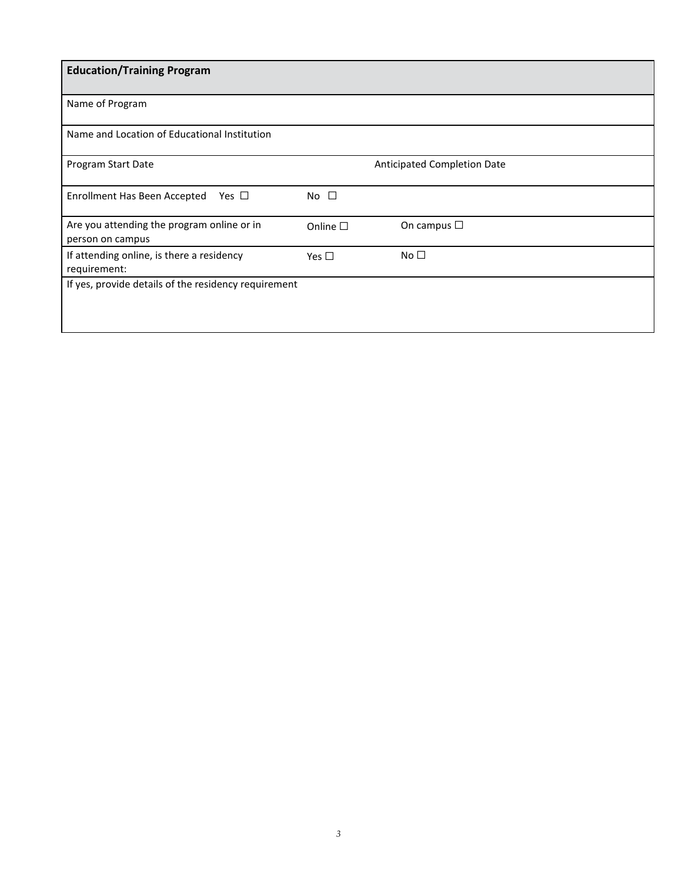| **Education/Training Program** | | |
|---|---|---|
| Name of Program | | |
| Name and Location of Educational Institution | | |
| Program Start Date | | Anticipated Completion Date |
| Enrollment Has Been Accepted Yes ☐ | No ☐ | |
| Are you attending the program online or in person on campus | Online ☐ | On campus ☐ |
| If attending online, is there a residency requirement: | Yes ☐ | No ☐ |
| If yes, provide details of the residency requirement | | |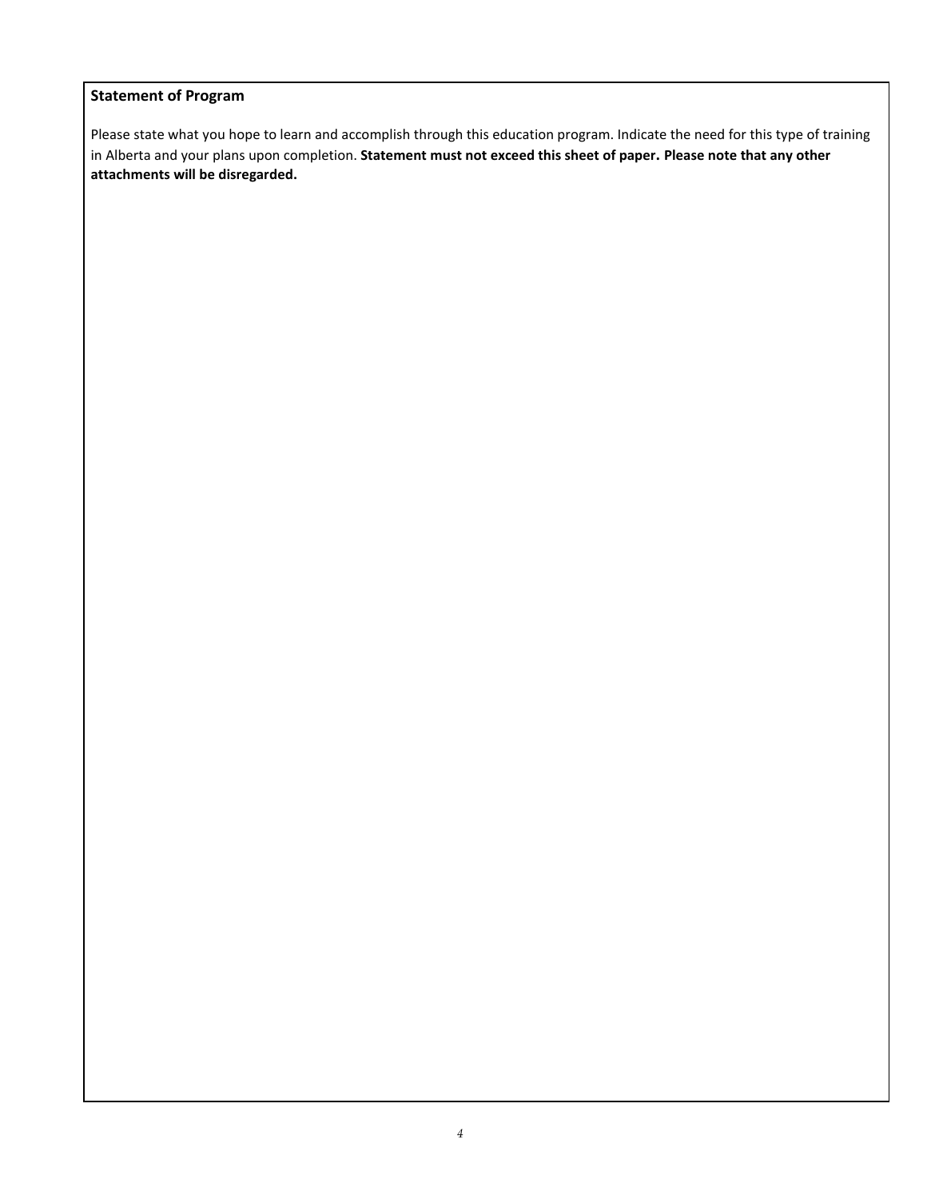**Statement of Program**

Please state what you hope to learn and accomplish through this education program. Indicate the need for this type of training in Alberta and your plans upon completion. **Statement must not exceed this sheet of paper. Please note that any other attachments will be disregarded.**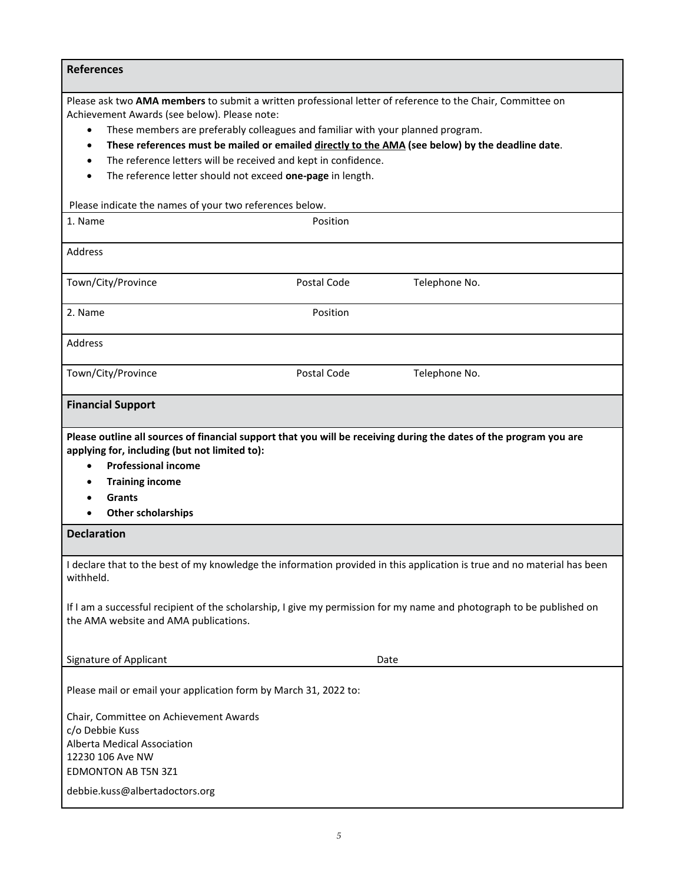## References

Please ask two **AMA members** to submit a written professional letter of reference to the Chair, Committee on Achievement Awards (see below). Please note:

- These members are preferably colleagues and familiar with your planned program.
- **These references must be mailed or emailed directly to the AMA (see below) by the deadline date**.
- The reference letters will be received and kept in confidence.
- The reference letter should not exceed **one-page** in length.

Please indicate the names of your two references below.

| | | |
|---|---|---|
| 1. Name | Position | |
| Address | | |
| Town/City/Province | Postal Code | Telephone No. |
| 2. Name | Position | |
| Address | | |
| Town/City/Province | Postal Code | Telephone No. |

## Financial Support

**Please outline all sources of financial support that you will be receiving during the dates of the program you are applying for, including (but not limited to):**

- **Professional income**
- **Training income**
- **Grants**
- **Other scholarships**

## Declaration

I declare that to the best of my knowledge the information provided in this application is true and no material has been withheld.

If I am a successful recipient of the scholarship, I give my permission for my name and photograph to be published on the AMA website and AMA publications.

Signature of Applicant Date

Please mail or email your application form by March 31, 2022 to:

Chair, Committee on Achievement Awards
c/o Debbie Kuss
Alberta Medical Association
12230 106 Ave NW
EDMONTON AB T5N 3Z1

debbie.kuss@albertadoctors.org